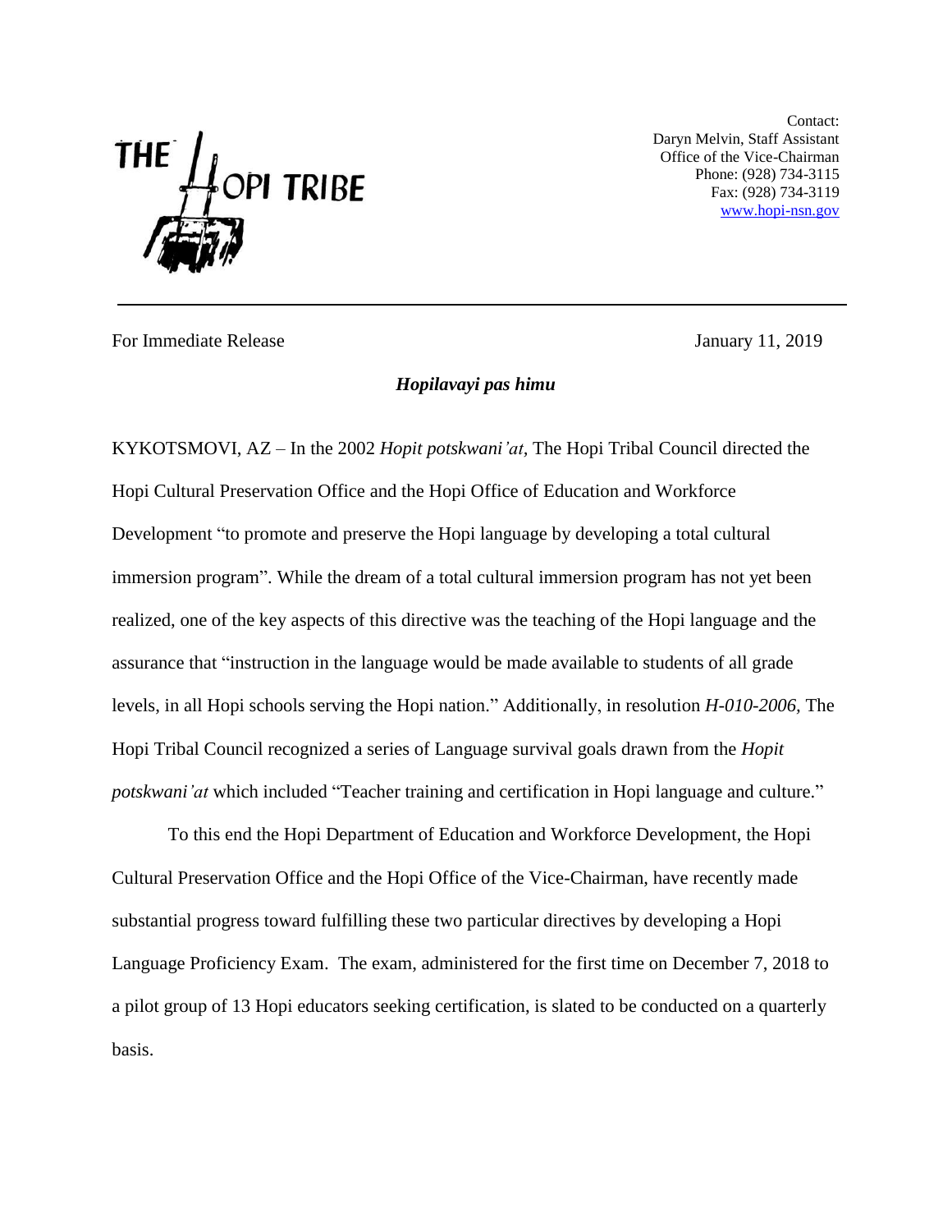THE HOPI TRIBE

Contact:
Daryn Melvin, Staff Assistant
Office of the Vice-Chairman
Phone: (928) 734-3115
Fax: (928) 734-3119
www.hopi-nsn.gov

---

For Immediate Release January 11, 2019

***Hopilavayi pas himu***

KYKOTSMOVI, AZ – In the 2002 *Hopit potskwani'at*, The Hopi Tribal Council directed the Hopi Cultural Preservation Office and the Hopi Office of Education and Workforce Development "to promote and preserve the Hopi language by developing a total cultural immersion program". While the dream of a total cultural immersion program has not yet been realized, one of the key aspects of this directive was the teaching of the Hopi language and the assurance that "instruction in the language would be made available to students of all grade levels, in all Hopi schools serving the Hopi nation." Additionally, in resolution *H-010-2006*, The Hopi Tribal Council recognized a series of Language survival goals drawn from the *Hopit potskwani'at* which included "Teacher training and certification in Hopi language and culture."

To this end the Hopi Department of Education and Workforce Development, the Hopi Cultural Preservation Office and the Hopi Office of the Vice-Chairman, have recently made substantial progress toward fulfilling these two particular directives by developing a Hopi Language Proficiency Exam. The exam, administered for the first time on December 7, 2018 to a pilot group of 13 Hopi educators seeking certification, is slated to be conducted on a quarterly basis.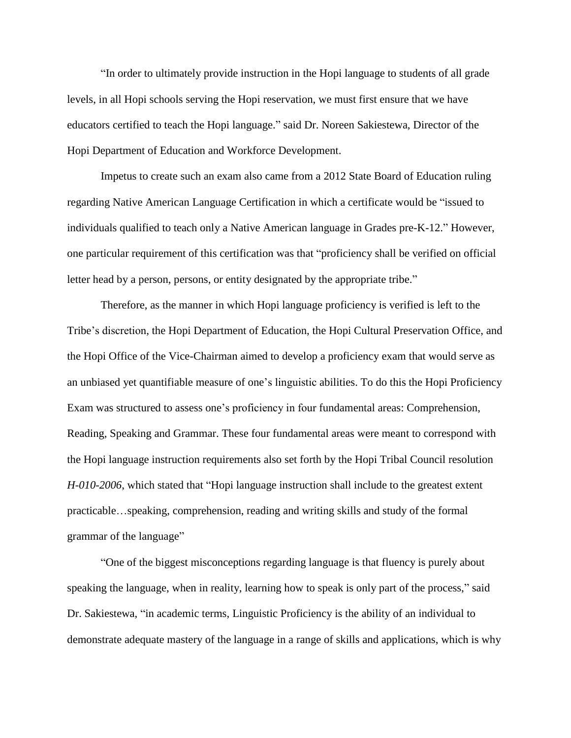"In order to ultimately provide instruction in the Hopi language to students of all grade levels, in all Hopi schools serving the Hopi reservation, we must first ensure that we have educators certified to teach the Hopi language." said Dr. Noreen Sakiestewa, Director of the Hopi Department of Education and Workforce Development.

Impetus to create such an exam also came from a 2012 State Board of Education ruling regarding Native American Language Certification in which a certificate would be "issued to individuals qualified to teach only a Native American language in Grades pre-K-12." However, one particular requirement of this certification was that "proficiency shall be verified on official letter head by a person, persons, or entity designated by the appropriate tribe."

Therefore, as the manner in which Hopi language proficiency is verified is left to the Tribe's discretion, the Hopi Department of Education, the Hopi Cultural Preservation Office, and the Hopi Office of the Vice-Chairman aimed to develop a proficiency exam that would serve as an unbiased yet quantifiable measure of one's linguistic abilities. To do this the Hopi Proficiency Exam was structured to assess one's proficiency in four fundamental areas: Comprehension, Reading, Speaking and Grammar. These four fundamental areas were meant to correspond with the Hopi language instruction requirements also set forth by the Hopi Tribal Council resolution *H-010-2006*, which stated that "Hopi language instruction shall include to the greatest extent practicable…speaking, comprehension, reading and writing skills and study of the formal grammar of the language"

"One of the biggest misconceptions regarding language is that fluency is purely about speaking the language, when in reality, learning how to speak is only part of the process," said Dr. Sakiestewa, "in academic terms, Linguistic Proficiency is the ability of an individual to demonstrate adequate mastery of the language in a range of skills and applications, which is why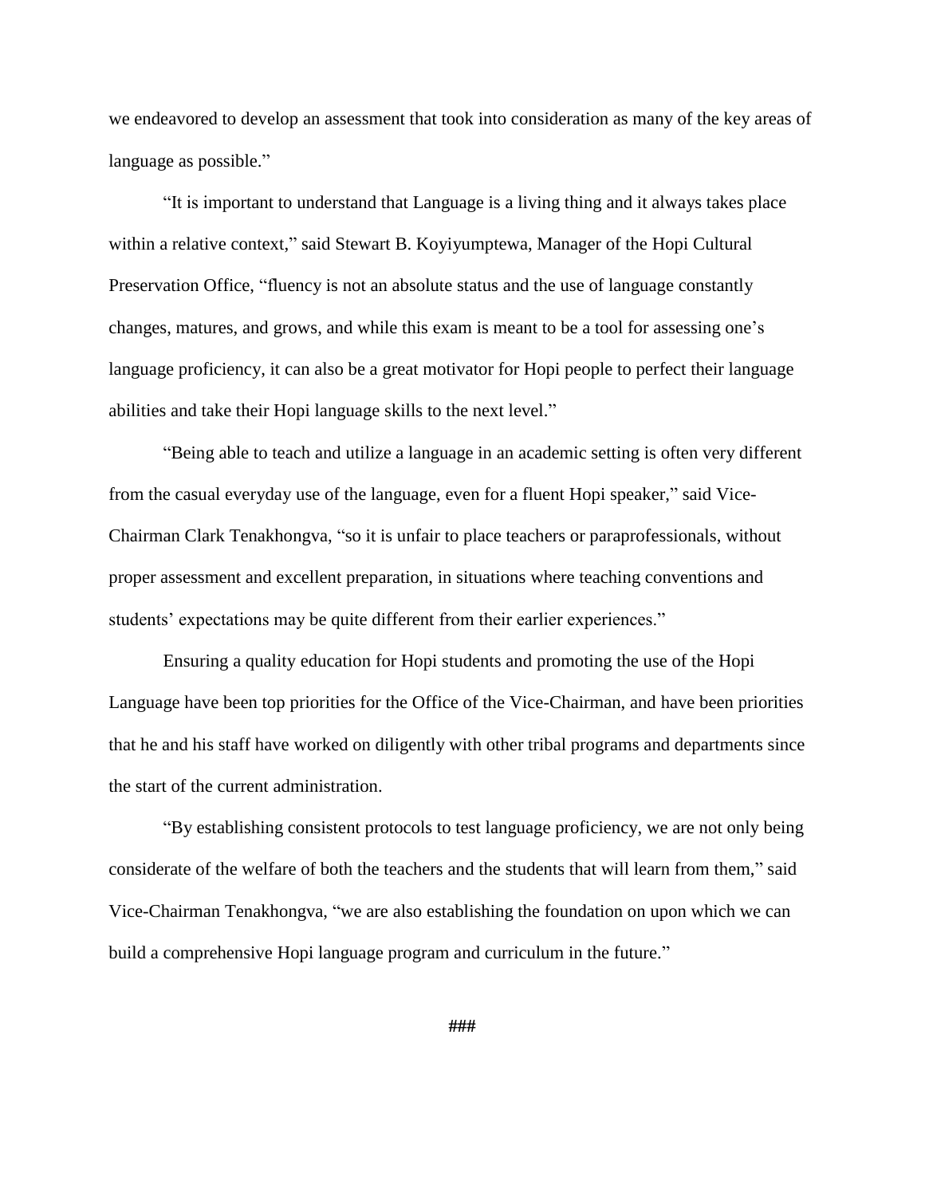we endeavored to develop an assessment that took into consideration as many of the key areas of language as possible."

"It is important to understand that Language is a living thing and it always takes place within a relative context," said Stewart B. Koyiyumptewa, Manager of the Hopi Cultural Preservation Office, "fluency is not an absolute status and the use of language constantly changes, matures, and grows, and while this exam is meant to be a tool for assessing one's language proficiency, it can also be a great motivator for Hopi people to perfect their language abilities and take their Hopi language skills to the next level."

"Being able to teach and utilize a language in an academic setting is often very different from the casual everyday use of the language, even for a fluent Hopi speaker," said Vice-Chairman Clark Tenakhongva, "so it is unfair to place teachers or paraprofessionals, without proper assessment and excellent preparation, in situations where teaching conventions and students' expectations may be quite different from their earlier experiences."

Ensuring a quality education for Hopi students and promoting the use of the Hopi Language have been top priorities for the Office of the Vice-Chairman, and have been priorities that he and his staff have worked on diligently with other tribal programs and departments since the start of the current administration.

"By establishing consistent protocols to test language proficiency, we are not only being considerate of the welfare of both the teachers and the students that will learn from them," said Vice-Chairman Tenakhongva, "we are also establishing the foundation on upon which we can build a comprehensive Hopi language program and curriculum in the future."

**###**